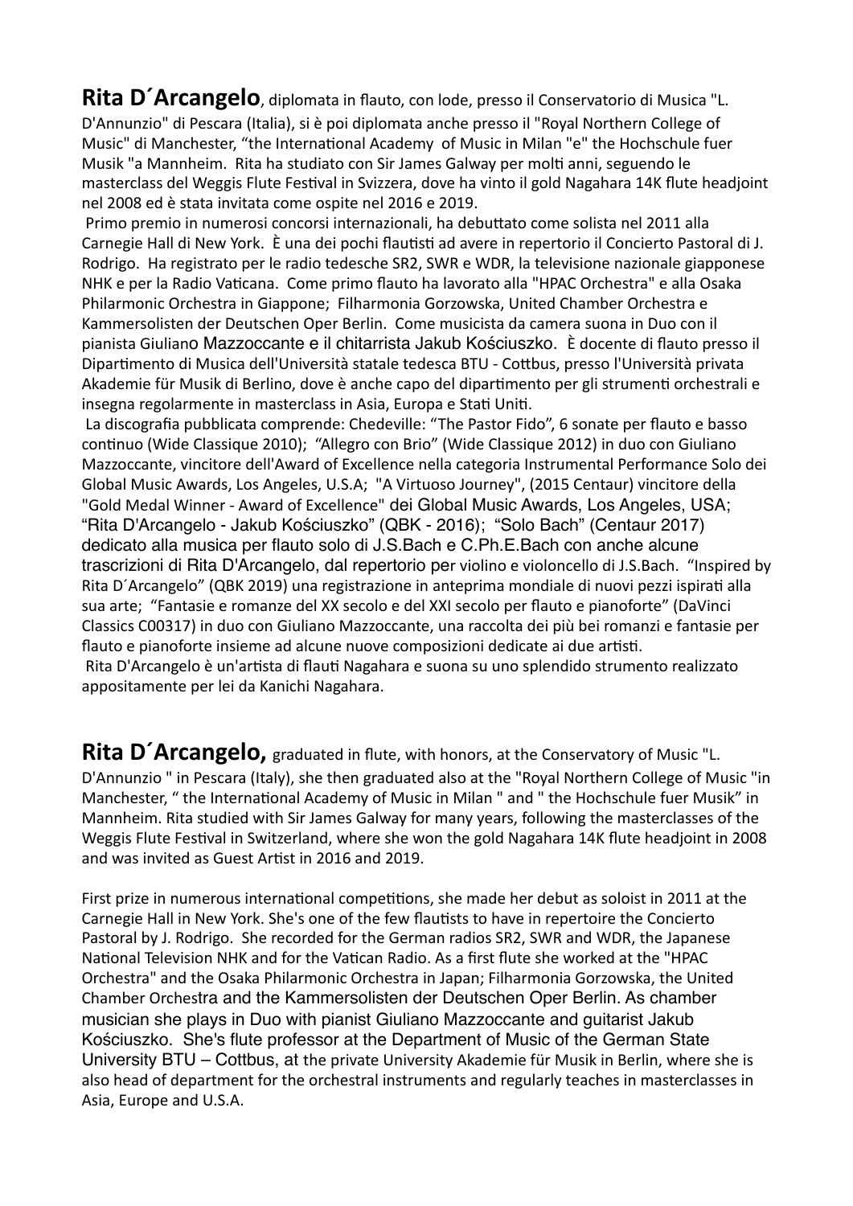**Rita D´Arcangelo**, diplomata in flauto, con lode, presso il Conservatorio di Musica "L. D'Annunzio" di Pescara (Italia), si è poi diplomata anche presso il "Royal Northern College of Music" di Manchester, "the International Academy of Music in Milan "e" the Hochschule fuer Musik "a Mannheim. Rita ha studiato con Sir James Galway per molti anni, seguendo le masterclass del Weggis Flute Festival in Svizzera, dove ha vinto il gold Nagahara 14K flute headjoint nel 2008 ed è stata invitata come ospite nel 2016 e 2019.

Primo premio in numerosi concorsi internazionali, ha debuttato come solista nel 2011 alla Carnegie Hall di New York. È una dei pochi flautisti ad avere in repertorio il Concierto Pastoral di J. Rodrigo. Ha registrato per le radio tedesche SR2, SWR e WDR, la televisione nazionale giapponese NHK e per la Radio Vaticana. Come primo flauto ha lavorato alla "HPAC Orchestra" e alla Osaka Philarmonic Orchestra in Giappone; Filharmonia Gorzowska, United Chamber Orchestra e Kammersolisten der Deutschen Oper Berlin. Come musicista da camera suona in Duo con il pianista Giuliano Mazzoccante e il chitarrista Jakub Kościuszko. È docente di flauto presso il Dipartimento di Musica dell'Università statale tedesca BTU - Cottbus, presso l'Università privata Akademie für Musik di Berlino, dove è anche capo del dipartimento per gli strumenti orchestrali e insegna regolarmente in masterclass in Asia, Europa e Stati Uniti.

La discografia pubblicata comprende: Chedeville: "The Pastor Fido", 6 sonate per flauto e basso continuo (Wide Classique 2010); "Allegro con Brio" (Wide Classique 2012) in duo con Giuliano Mazzoccante, vincitore dell'Award of Excellence nella categoria Instrumental Performance Solo dei Global Music Awards, Los Angeles, U.S.A; "A Virtuoso Journey", (2015 Centaur) vincitore della "Gold Medal Winner - Award of Excellence" dei Global Music Awards, Los Angeles, USA; "Rita D'Arcangelo - Jakub Kościuszko" (QBK - 2016); "Solo Bach" (Centaur 2017) dedicato alla musica per flauto solo di J.S.Bach e C.Ph.E.Bach con anche alcune trascrizioni di Rita D'Arcangelo, dal repertorio per violino e violoncello di J.S.Bach. "Inspired by Rita D´Arcangelo" (QBK 2019) una registrazione in anteprima mondiale di nuovi pezzi ispirati alla sua arte; "Fantasie e romanze del XX secolo e del XXI secolo per flauto e pianoforte" (DaVinci Classics C00317) in duo con Giuliano Mazzoccante, una raccolta dei più bei romanzi e fantasie per flauto e pianoforte insieme ad alcune nuove composizioni dedicate ai due artisti.

Rita D'Arcangelo è un'artista di flauti Nagahara e suona su uno splendido strumento realizzato appositamente per lei da Kanichi Nagahara.

**Rita D´Arcangelo,** graduated in flute, with honors, at the Conservatory of Music "L. D'Annunzio " in Pescara (Italy), she then graduated also at the "Royal Northern College of Music "in Manchester, " the International Academy of Music in Milan " and " the Hochschule fuer Musik" in Mannheim. Rita studied with Sir James Galway for many years, following the masterclasses of the Weggis Flute Festival in Switzerland, where she won the gold Nagahara 14K flute headjoint in 2008 and was invited as Guest Artist in 2016 and 2019.

First prize in numerous international competitions, she made her debut as soloist in 2011 at the Carnegie Hall in New York. She's one of the few flautists to have in repertoire the Concierto Pastoral by J. Rodrigo. She recorded for the German radios SR2, SWR and WDR, the Japanese National Television NHK and for the Vatican Radio. As a first flute she worked at the "HPAC Orchestra" and the Osaka Philarmonic Orchestra in Japan; Filharmonia Gorzowska, the United Chamber Orchestra and the Kammersolisten der Deutschen Oper Berlin. As chamber musician she plays in Duo with pianist Giuliano Mazzoccante and guitarist Jakub Kościuszko. She's flute professor at the Department of Music of the German State University BTU – Cottbus, at the private University Akademie für Musik in Berlin, where she is also head of department for the orchestral instruments and regularly teaches in masterclasses in Asia, Europe and U.S.A.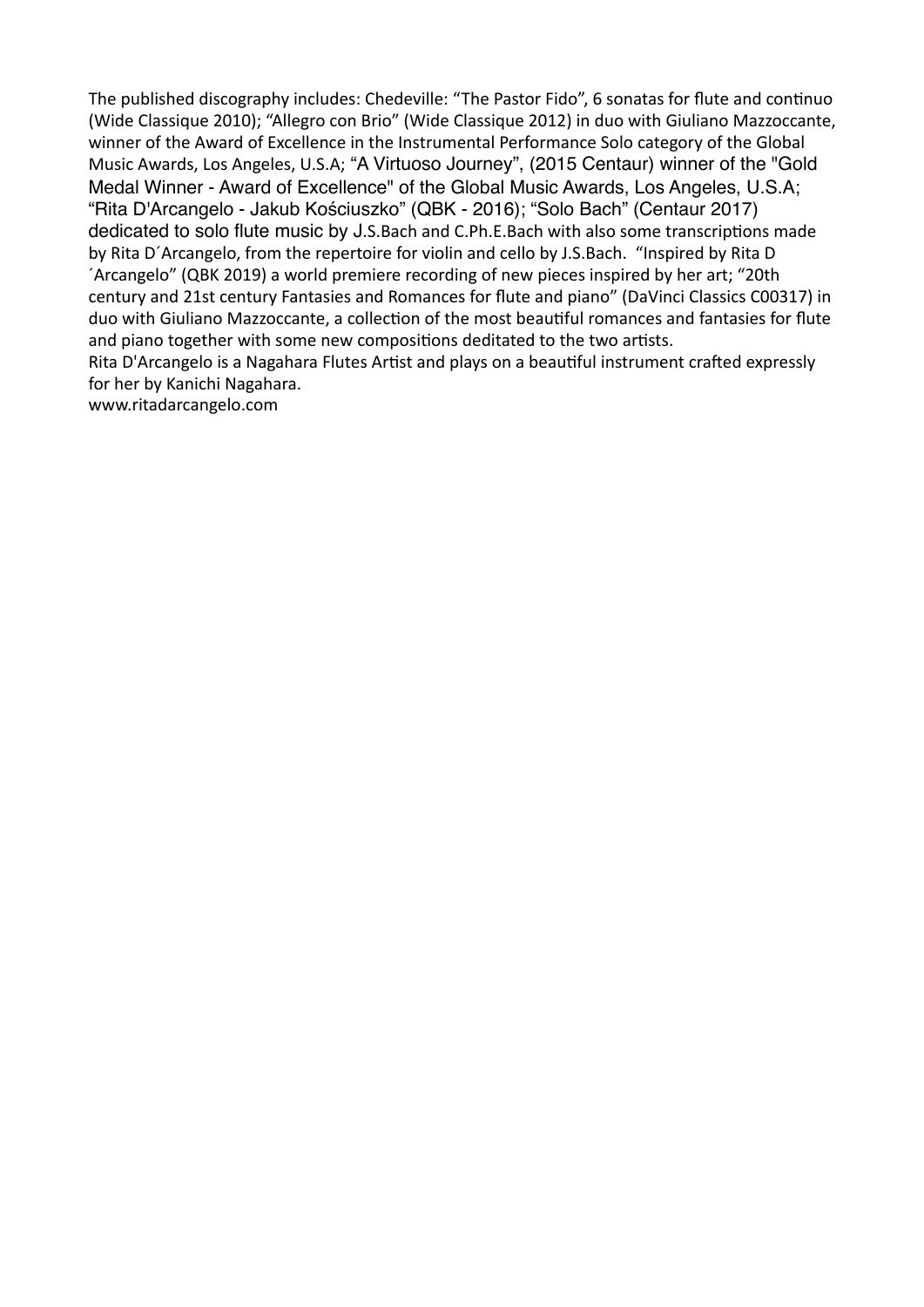The published discography includes: Chedeville: "The Pastor Fido", 6 sonatas for flute and continuo (Wide Classique 2010); "Allegro con Brio" (Wide Classique 2012) in duo with Giuliano Mazzoccante, winner of the Award of Excellence in the Instrumental Performance Solo category of the Global Music Awards, Los Angeles, U.S.A; "A Virtuoso Journey", (2015 Centaur) winner of the "Gold Medal Winner - Award of Excellence" of the Global Music Awards, Los Angeles, U.S.A; "Rita D'Arcangelo - Jakub Kościuszko" (QBK - 2016); "Solo Bach" (Centaur 2017) dedicated to solo flute music by J.S.Bach and C.Ph.E.Bach with also some transcriptions made by Rita D´Arcangelo, from the repertoire for violin and cello by J.S.Bach. "Inspired by Rita D ´Arcangelo" (QBK 2019) a world premiere recording of new pieces inspired by her art; "20th century and 21st century Fantasies and Romances for flute and piano" (DaVinci Classics C00317) in duo with Giuliano Mazzoccante, a collection of the most beautiful romances and fantasies for flute and piano together with some new compositions deditated to the two artists.

Rita D'Arcangelo is a Nagahara Flutes Artist and plays on a beautiful instrument crafted expressly for her by Kanichi Nagahara.

www.ritadarcangelo.com